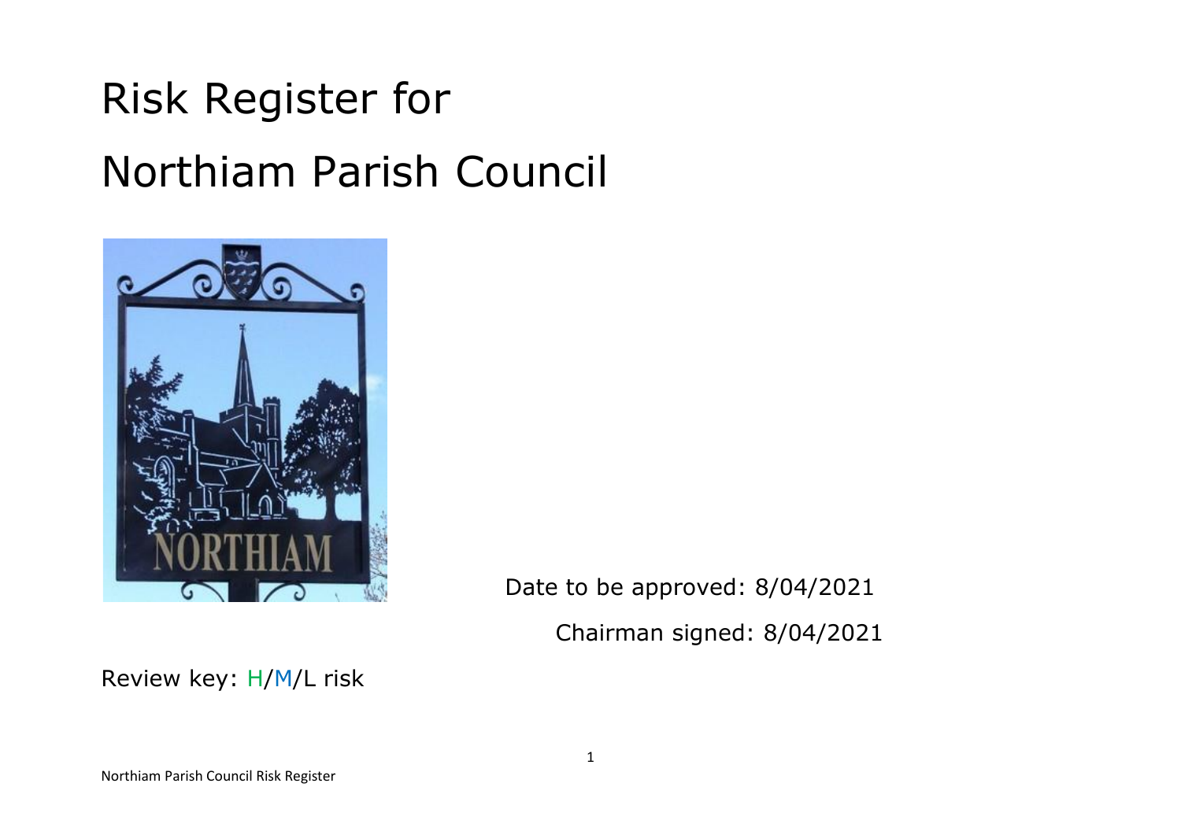# Risk Register for

# Northiam Parish Council

Date to be approved: 8/04/2021

Chairman signed: 8/04/2021

Review key: H/M/L risk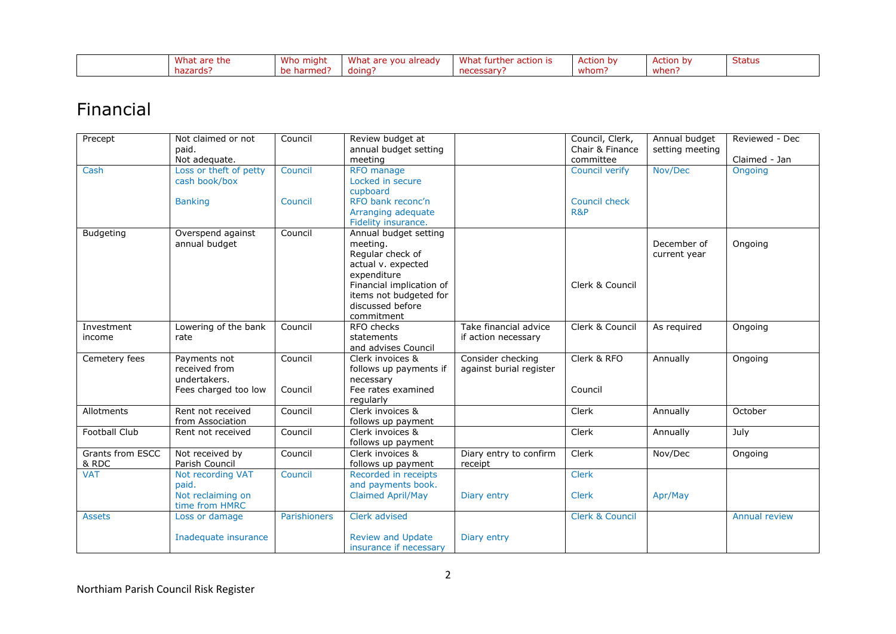| | What are the hazards? | Who might be harmed? | What are you already doing? | What further action is necessary? | Action by whom? | Action by when? | Status |
|---|---|---|---|---|---|---|---|

# Financial

| | | | | | | | |
|---|---|---|---|---|---|---|---|
| Precept | Not claimed or not paid.<br>Not adequate. | Council | Review budget at annual budget setting meeting | | Council, Clerk, Chair & Finance committee | Annual budget setting meeting | Reviewed - Dec<br><br>Claimed - Jan |
| Cash | Loss or theft of petty cash book/box<br><br>Banking | Council<br><br>Council | RFO manage<br>Locked in secure cupboard<br>RFO bank reconc'n<br>Arranging adequate Fidelity insurance. | | Council verify<br><br>Council check R&P | Nov/Dec | Ongoing |
| Budgeting | Overspend against annual budget | Council | Annual budget setting meeting.<br>Regular check of actual v. expected expenditure<br>Financial implication of items not budgeted for discussed before commitment | | Clerk & Council | December of current year | Ongoing |
| Investment income | Lowering of the bank rate | Council | RFO checks statements and advises Council | Take financial advice if action necessary | Clerk & Council | As required | Ongoing |
| Cemetery fees | Payments not received from undertakers.<br>Fees charged too low | Council<br><br>Council | Clerk invoices & follows up payments if necessary<br>Fee rates examined regularly | Consider checking against burial register | Clerk & RFO<br><br>Council | Annually | Ongoing |
| Allotments | Rent not received from Association | Council | Clerk invoices & follows up payment | | Clerk | Annually | October |
| Football Club | Rent not received | Council | Clerk invoices & follows up payment | | Clerk | Annually | July |
| Grants from ESCC & RDC | Not received by Parish Council | Council | Clerk invoices & follows up payment | Diary entry to confirm receipt | Clerk | Nov/Dec | Ongoing |
| VAT | Not recording VAT paid.<br>Not reclaiming on time from HMRC | Council | Recorded in receipts and payments book.<br>Claimed April/May | <br><br>Diary entry | Clerk<br><br>Clerk | <br><br>Apr/May | |
| Assets | Loss or damage<br><br>Inadequate insurance | Parishioners | Clerk advised<br><br>Review and Update insurance if necessary | <br><br>Diary entry | Clerk & Council | | Annual review |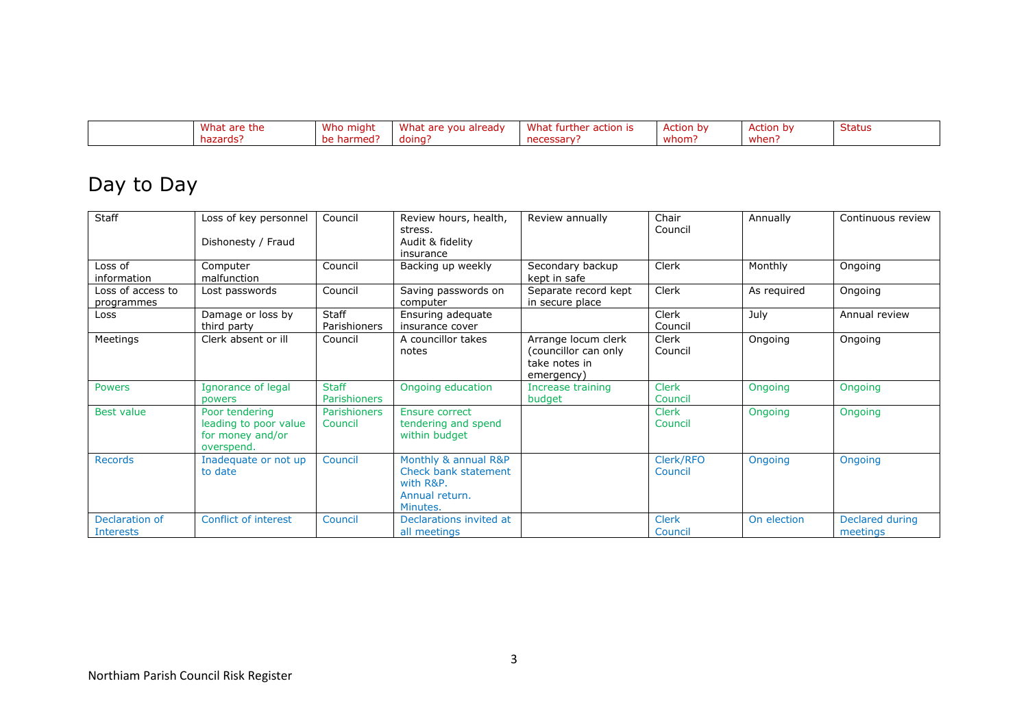| | What are the hazards? | Who might be harmed? | What are you already doing? | What further action is necessary? | Action by whom? | Action by when? | Status |
|---|---|---|---|---|---|---|---|

## Day to Day

| | | | | | | | |
|---|---|---|---|---|---|---|---|
| Staff | Loss of key personnel<br><br>Dishonesty / Fraud | Council | Review hours, health, stress.<br>Audit & fidelity insurance | Review annually | Chair<br>Council | Annually | Continuous review |
| Loss of information | Computer malfunction | Council | Backing up weekly | Secondary backup kept in safe | Clerk | Monthly | Ongoing |
| Loss of access to programmes | Lost passwords | Council | Saving passwords on computer | Separate record kept in secure place | Clerk | As required | Ongoing |
| Loss | Damage or loss by third party | Staff<br>Parishioners | Ensuring adequate insurance cover | | Clerk<br>Council | July | Annual review |
| Meetings | Clerk absent or ill | Council | A councillor takes notes | Arrange locum clerk (councillor can only take notes in emergency) | Clerk<br>Council | Ongoing | Ongoing |
| Powers | Ignorance of legal powers | Staff<br>Parishioners | Ongoing education | Increase training budget | Clerk<br>Council | Ongoing | Ongoing |
| Best value | Poor tendering leading to poor value for money and/or overspend. | Parishioners<br>Council | Ensure correct tendering and spend within budget | | Clerk<br>Council | Ongoing | Ongoing |
| Records | Inadequate or not up to date | Council | Monthly & annual R&P<br>Check bank statement with R&P.<br>Annual return.<br>Minutes. | | Clerk/RFO<br>Council | Ongoing | Ongoing |
| Declaration of Interests | Conflict of interest | Council | Declarations invited at all meetings | | Clerk<br>Council | On election | Declared during meetings |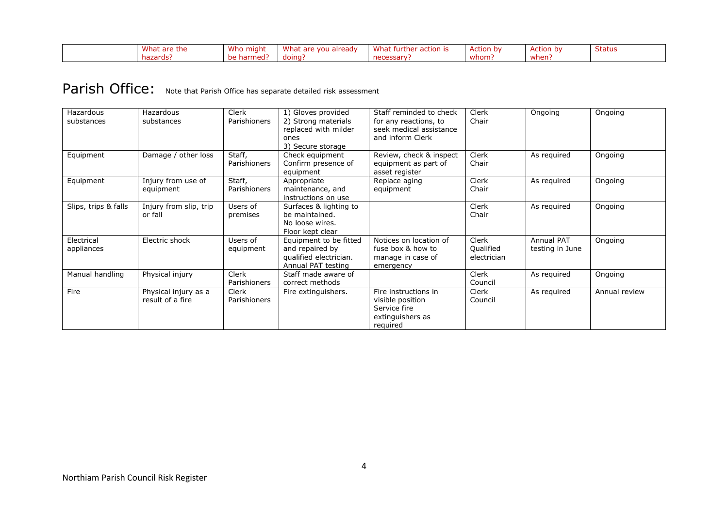| | What are the hazards? | Who might be harmed? | What are you already doing? | What further action is necessary? | Action by whom? | Action by when? | Status |
|---|---|---|---|---|---|---|---|

## Parish Office:

Note that Parish Office has separate detailed risk assessment

| | | | | | | | |
|---|---|---|---|---|---|---|---|
| Hazardous substances | Hazardous substances | Clerk Parishioners | 1) Gloves provided 2) Strong materials replaced with milder ones 3) Secure storage | Staff reminded to check for any reactions, to seek medical assistance and inform Clerk | Clerk Chair | Ongoing | Ongoing |
| Equipment | Damage / other loss | Staff, Parishioners | Check equipment Confirm presence of equipment | Review, check & inspect equipment as part of asset register | Clerk Chair | As required | Ongoing |
| Equipment | Injury from use of equipment | Staff, Parishioners | Appropriate maintenance, and instructions on use | Replace aging equipment | Clerk Chair | As required | Ongoing |
| Slips, trips & falls | Injury from slip, trip or fall | Users of premises | Surfaces & lighting to be maintained. No loose wires. Floor kept clear | | Clerk Chair | As required | Ongoing |
| Electrical appliances | Electric shock | Users of equipment | Equipment to be fitted and repaired by qualified electrician. Annual PAT testing | Notices on location of fuse box & how to manage in case of emergency | Clerk Qualified electrician | Annual PAT testing in June | Ongoing |
| Manual handling | Physical injury | Clerk Parishioners | Staff made aware of correct methods | | Clerk Council | As required | Ongoing |
| Fire | Physical injury as a result of a fire | Clerk Parishioners | Fire extinguishers. | Fire instructions in visible position Service fire extinguishers as required | Clerk Council | As required | Annual review |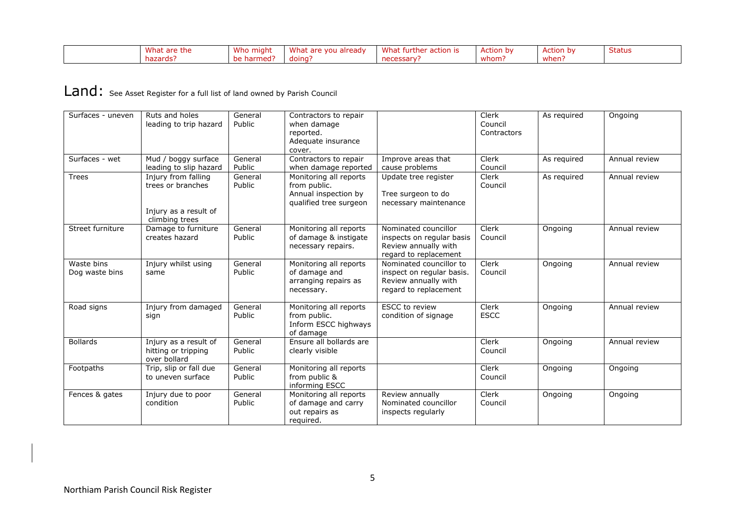| | What are the hazards? | Who might be harmed? | What are you already doing? | What further action is necessary? | Action by whom? | Action by when? | Status |
|---|---|---|---|---|---|---|---|

## Land: See Asset Register for a full list of land owned by Parish Council

| | | | | | | | |
|---|---|---|---|---|---|---|---|
| Surfaces - uneven | Ruts and holes leading to trip hazard | General Public | Contractors to repair when damage reported. Adequate insurance cover. | | Clerk Council Contractors | As required | Ongoing |
| Surfaces - wet | Mud / boggy surface leading to slip hazard | General Public | Contractors to repair when damage reported | Improve areas that cause problems | Clerk Council | As required | Annual review |
| Trees | Injury from falling trees or branches<br><br>Injury as a result of climbing trees | General Public | Monitoring all reports from public. Annual inspection by qualified tree surgeon | Update tree register<br><br>Tree surgeon to do necessary maintenance | Clerk Council | As required | Annual review |
| Street furniture | Damage to furniture creates hazard | General Public | Monitoring all reports of damage & instigate necessary repairs. | Nominated councillor inspects on regular basis Review annually with regard to replacement | Clerk Council | Ongoing | Annual review |
| Waste bins Dog waste bins | Injury whilst using same | General Public | Monitoring all reports of damage and arranging repairs as necessary. | Nominated councillor to inspect on regular basis. Review annually with regard to replacement | Clerk Council | Ongoing | Annual review |
| Road signs | Injury from damaged sign | General Public | Monitoring all reports from public. Inform ESCC highways of damage | ESCC to review condition of signage | Clerk ESCC | Ongoing | Annual review |
| Bollards | Injury as a result of hitting or tripping over bollard | General Public | Ensure all bollards are clearly visible | | Clerk Council | Ongoing | Annual review |
| Footpaths | Trip, slip or fall due to uneven surface | General Public | Monitoring all reports from public & informing ESCC | | Clerk Council | Ongoing | Ongoing |
| Fences & gates | Injury due to poor condition | General Public | Monitoring all reports of damage and carry out repairs as required. | Review annually Nominated councillor inspects regularly | Clerk Council | Ongoing | Ongoing |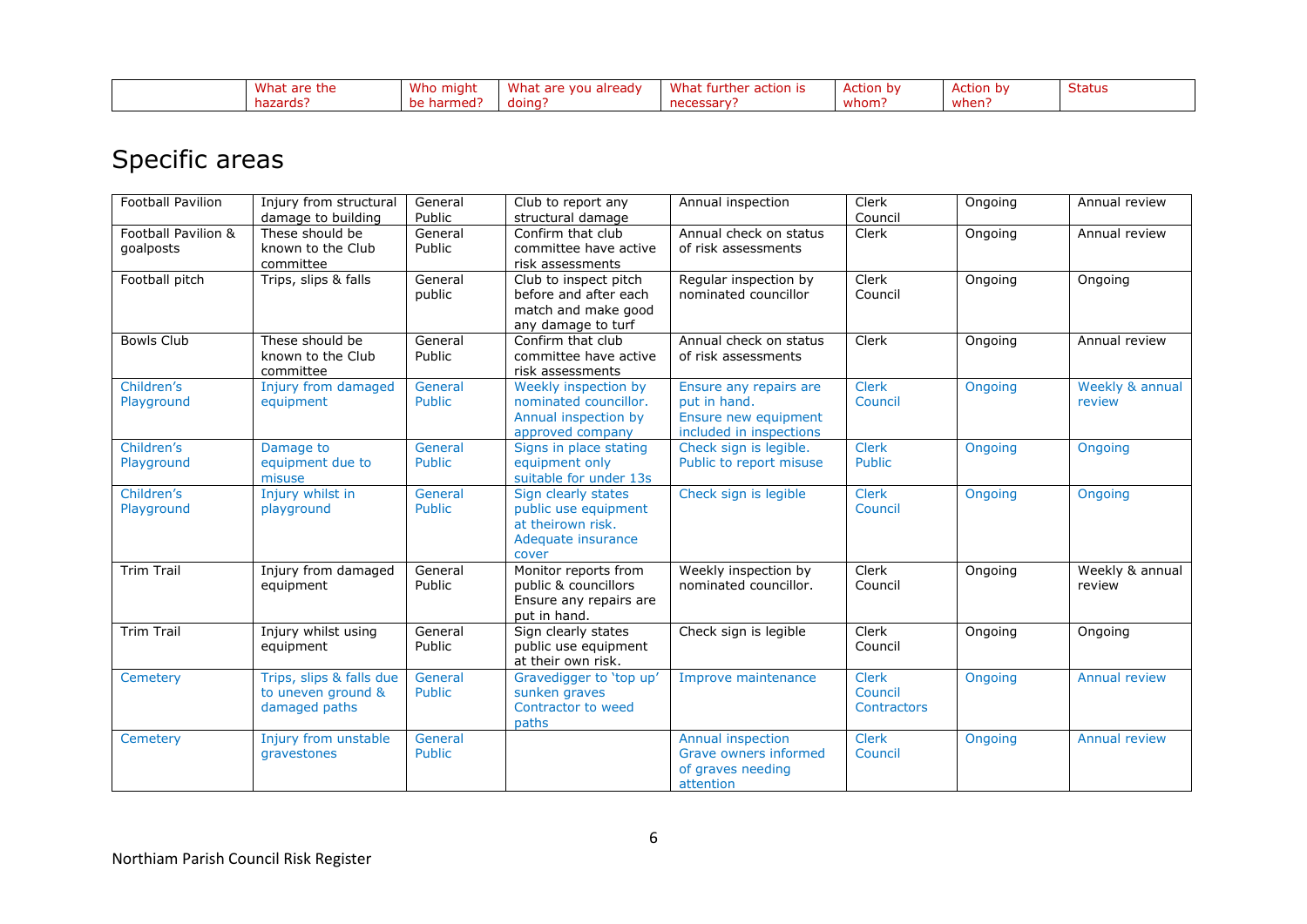|  | What are the hazards? | Who might be harmed? | What are you already doing? | What further action is necessary? | Action by whom? | Action by when? | Status |
|---|---|---|---|---|---|---|---|

## Specific areas

| | | | | | | | |
|---|---|---|---|---|---|---|---|
| Football Pavilion | Injury from structural damage to building | General Public | Club to report any structural damage | Annual inspection | Clerk Council | Ongoing | Annual review |
| Football Pavilion & goalposts | These should be known to the Club committee | General Public | Confirm that club committee have active risk assessments | Annual check on status of risk assessments | Clerk | Ongoing | Annual review |
| Football pitch | Trips, slips & falls | General public | Club to inspect pitch before and after each match and make good any damage to turf | Regular inspection by nominated councillor | Clerk Council | Ongoing | Ongoing |
| Bowls Club | These should be known to the Club committee | General Public | Confirm that club committee have active risk assessments | Annual check on status of risk assessments | Clerk | Ongoing | Annual review |
| Children's Playground | Injury from damaged equipment | General Public | Weekly inspection by nominated councillor. Annual inspection by approved company | Ensure any repairs are put in hand. Ensure new equipment included in inspections | Clerk Council | Ongoing | Weekly & annual review |
| Children's Playground | Damage to equipment due to misuse | General Public | Signs in place stating equipment only suitable for under 13s | Check sign is legible. Public to report misuse | Clerk Public | Ongoing | Ongoing |
| Children's Playground | Injury whilst in playground | General Public | Sign clearly states public use equipment at theirown risk. Adequate insurance cover | Check sign is legible | Clerk Council | Ongoing | Ongoing |
| Trim Trail | Injury from damaged equipment | General Public | Monitor reports from public & councillors Ensure any repairs are put in hand. | Weekly inspection by nominated councillor. | Clerk Council | Ongoing | Weekly & annual review |
| Trim Trail | Injury whilst using equipment | General Public | Sign clearly states public use equipment at their own risk. | Check sign is legible | Clerk Council | Ongoing | Ongoing |
| Cemetery | Trips, slips & falls due to uneven ground & damaged paths | General Public | Gravedigger to 'top up' sunken graves Contractor to weed paths | Improve maintenance | Clerk Council Contractors | Ongoing | Annual review |
| Cemetery | Injury from unstable gravestones | General Public | | Annual inspection Grave owners informed of graves needing attention | Clerk Council | Ongoing | Annual review |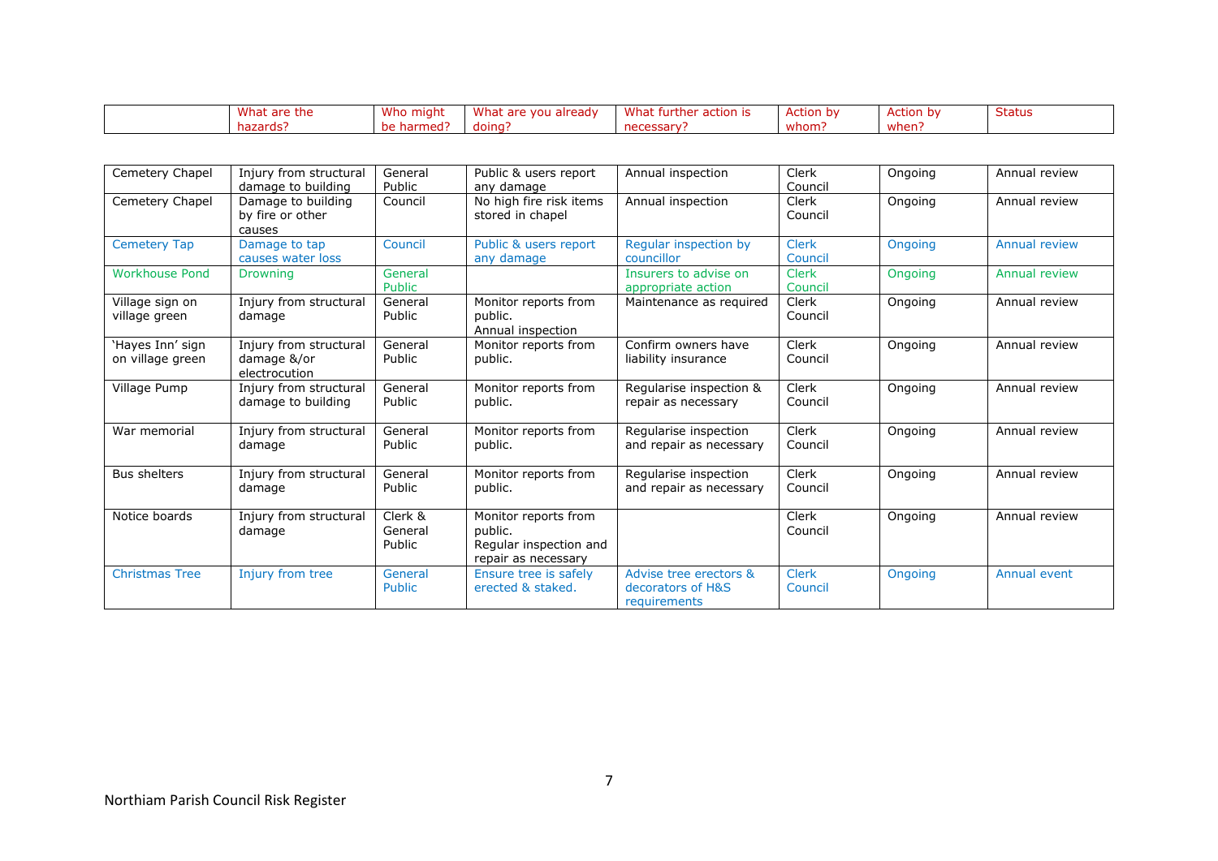| | What are the hazards? | Who might be harmed? | What are you already doing? | What further action is necessary? | Action by whom? | Action by when? | Status |
|---|---|---|---|---|---|---|---|
| Cemetery Chapel | Injury from structural damage to building | General Public | Public & users report any damage | Annual inspection | Clerk Council | Ongoing | Annual review |
| Cemetery Chapel | Damage to building by fire or other causes | Council | No high fire risk items stored in chapel | Annual inspection | Clerk Council | Ongoing | Annual review |
| Cemetery Tap | Damage to tap causes water loss | Council | Public & users report any damage | Regular inspection by councillor | Clerk Council | Ongoing | Annual review |
| Workhouse Pond | Drowning | General Public | | Insurers to advise on appropriate action | Clerk Council | Ongoing | Annual review |
| Village sign on village green | Injury from structural damage | General Public | Monitor reports from public.<br>Annual inspection | Maintenance as required | Clerk Council | Ongoing | Annual review |
| 'Hayes Inn' sign on village green | Injury from structural damage &/or electrocution | General Public | Monitor reports from public. | Confirm owners have liability insurance | Clerk Council | Ongoing | Annual review |
| Village Pump | Injury from structural damage to building | General Public | Monitor reports from public. | Regularise inspection & repair as necessary | Clerk Council | Ongoing | Annual review |
| War memorial | Injury from structural damage | General Public | Monitor reports from public. | Regularise inspection and repair as necessary | Clerk Council | Ongoing | Annual review |
| Bus shelters | Injury from structural damage | General Public | Monitor reports from public. | Regularise inspection and repair as necessary | Clerk Council | Ongoing | Annual review |
| Notice boards | Injury from structural damage | Clerk & General Public | Monitor reports from public.<br>Regular inspection and repair as necessary | | Clerk Council | Ongoing | Annual review |
| Christmas Tree | Injury from tree | General Public | Ensure tree is safely erected & staked. | Advise tree erectors & decorators of H&S requirements | Clerk Council | Ongoing | Annual event |

Northiam Parish Council Risk Register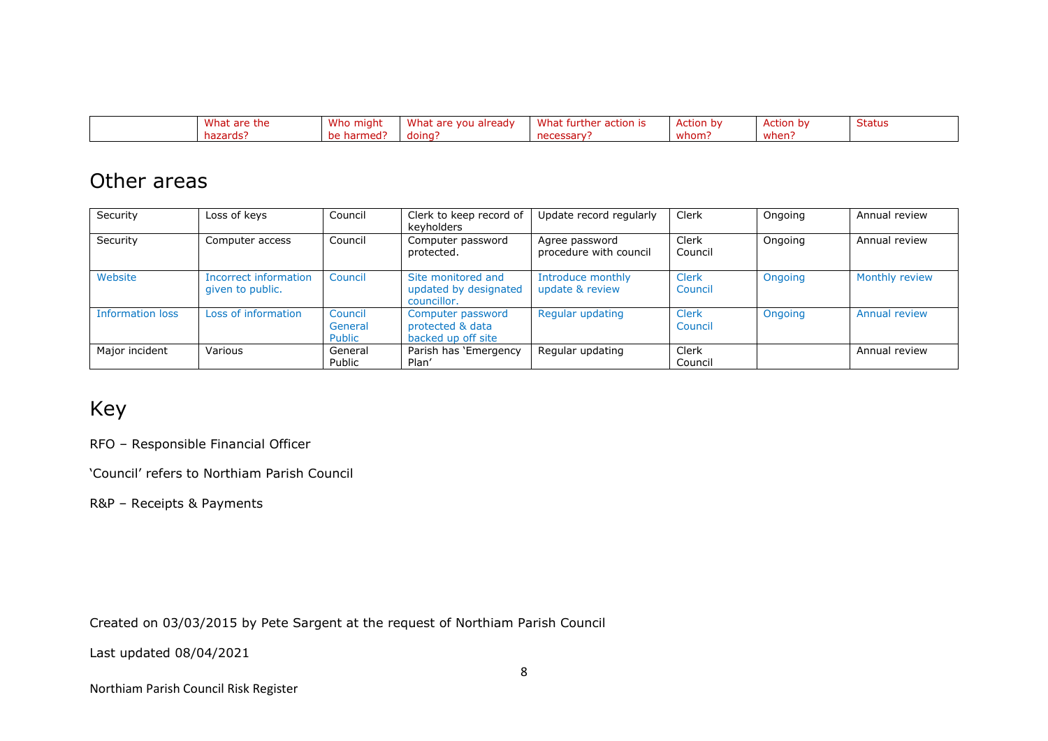| | What are the hazards? | Who might be harmed? | What are you already doing? | What further action is necessary? | Action by whom? | Action by when? | Status |
|---|---|---|---|---|---|---|---|

## Other areas

| | | | | | | | |
|---|---|---|---|---|---|---|---|
| Security | Loss of keys | Council | Clerk to keep record of keyholders | Update record regularly | Clerk | Ongoing | Annual review |
| Security | Computer access | Council | Computer password protected. | Agree password procedure with council | Clerk Council | Ongoing | Annual review |
| Website | Incorrect information given to public. | Council | Site monitored and updated by designated councillor. | Introduce monthly update & review | Clerk Council | Ongoing | Monthly review |
| Information loss | Loss of information | Council General Public | Computer password protected & data backed up off site | Regular updating | Clerk Council | Ongoing | Annual review |
| Major incident | Various | General Public | Parish has 'Emergency Plan' | Regular updating | Clerk Council | | Annual review |

## Key

RFO – Responsible Financial Officer

'Council' refers to Northiam Parish Council

R&P – Receipts & Payments

Created on 03/03/2015 by Pete Sargent at the request of Northiam Parish Council

Last updated 08/04/2021